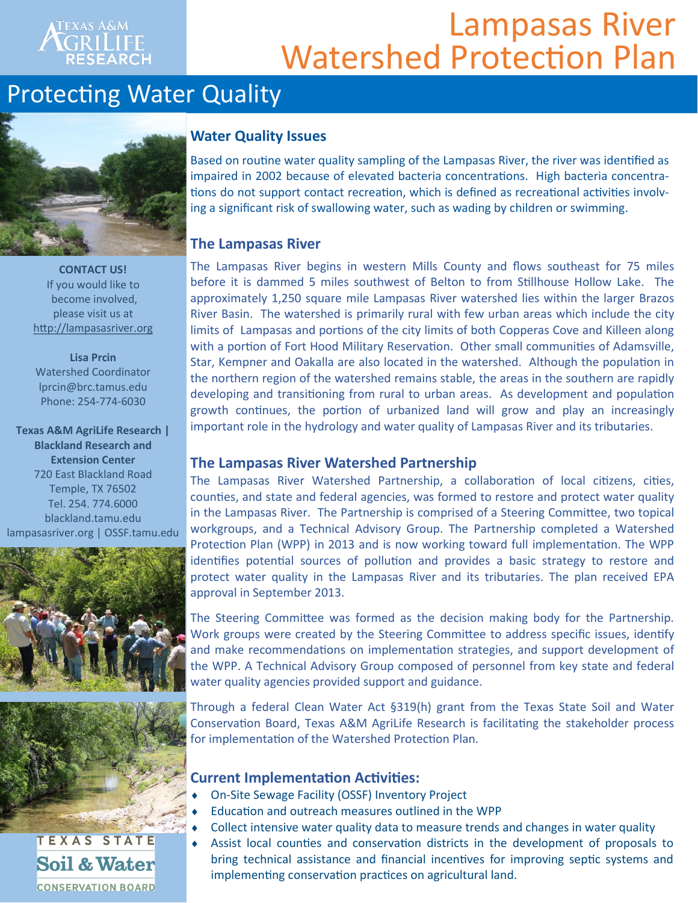# Lampasas River Watershed Protection Plan

## Protecting Water Quality

**CONTACT US!**
If you would like to become involved, please visit us at http://lampasasriver.org

**Lisa Prcin**
Watershed Coordinator
lprcin@brc.tamus.edu
Phone: 254-774-6030

**Texas A&M AgriLife Research | Blackland Research and Extension Center**
720 East Blackland Road
Temple, TX 76502
Tel. 254. 774.6000
blackland.tamu.edu
lampasasriver.org | OSSF.tamu.edu

### Water Quality Issues

Based on routine water quality sampling of the Lampasas River, the river was identified as impaired in 2002 because of elevated bacteria concentrations. High bacteria concentrations do not support contact recreation, which is defined as recreational activities involving a significant risk of swallowing water, such as wading by children or swimming.

### The Lampasas River

The Lampasas River begins in western Mills County and flows southeast for 75 miles before it is dammed 5 miles southwest of Belton to from Stillhouse Hollow Lake. The approximately 1,250 square mile Lampasas River watershed lies within the larger Brazos River Basin. The watershed is primarily rural with few urban areas which include the city limits of Lampasas and portions of the city limits of both Copperas Cove and Killeen along with a portion of Fort Hood Military Reservation. Other small communities of Adamsville, Star, Kempner and Oakalla are also located in the watershed. Although the population in the northern region of the watershed remains stable, the areas in the southern are rapidly developing and transitioning from rural to urban areas. As development and population growth continues, the portion of urbanized land will grow and play an increasingly important role in the hydrology and water quality of Lampasas River and its tributaries.

### The Lampasas River Watershed Partnership

The Lampasas River Watershed Partnership, a collaboration of local citizens, cities, counties, and state and federal agencies, was formed to restore and protect water quality in the Lampasas River. The Partnership is comprised of a Steering Committee, two topical workgroups, and a Technical Advisory Group. The Partnership completed a Watershed Protection Plan (WPP) in 2013 and is now working toward full implementation. The WPP identifies potential sources of pollution and provides a basic strategy to restore and protect water quality in the Lampasas River and its tributaries. The plan received EPA approval in September 2013.

The Steering Committee was formed as the decision making body for the Partnership. Work groups were created by the Steering Committee to address specific issues, identify and make recommendations on implementation strategies, and support development of the WPP. A Technical Advisory Group composed of personnel from key state and federal water quality agencies provided support and guidance.

Through a federal Clean Water Act §319(h) grant from the Texas State Soil and Water Conservation Board, Texas A&M AgriLife Research is facilitating the stakeholder process for implementation of the Watershed Protection Plan.

### Current Implementation Activities:

- On-Site Sewage Facility (OSSF) Inventory Project
- Education and outreach measures outlined in the WPP
- Collect intensive water quality data to measure trends and changes in water quality
- Assist local counties and conservation districts in the development of proposals to bring technical assistance and financial incentives for improving septic systems and implementing conservation practices on agricultural land.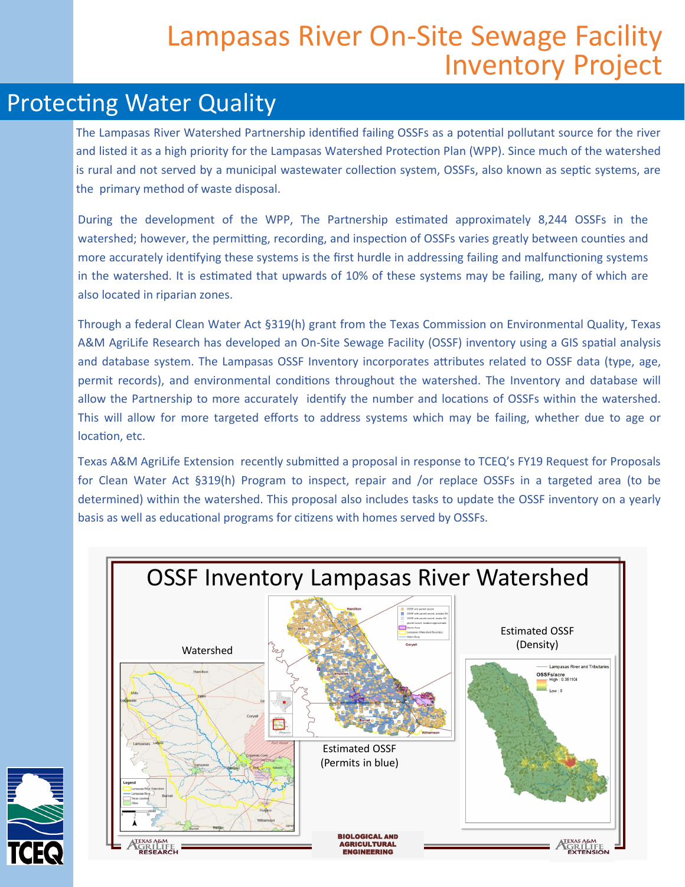# Lampasas River On-Site Sewage Facility Inventory Project

## Protecting Water Quality

The Lampasas River Watershed Partnership identified failing OSSFs as a potential pollutant source for the river and listed it as a high priority for the Lampasas Watershed Protection Plan (WPP). Since much of the watershed is rural and not served by a municipal wastewater collection system, OSSFs, also known as septic systems, are the primary method of waste disposal.

During the development of the WPP, The Partnership estimated approximately 8,244 OSSFs in the watershed; however, the permitting, recording, and inspection of OSSFs varies greatly between counties and more accurately identifying these systems is the first hurdle in addressing failing and malfunctioning systems in the watershed. It is estimated that upwards of 10% of these systems may be failing, many of which are also located in riparian zones.

Through a federal Clean Water Act §319(h) grant from the Texas Commission on Environmental Quality, Texas A&M AgriLife Research has developed an On-Site Sewage Facility (OSSF) inventory using a GIS spatial analysis and database system. The Lampasas OSSF Inventory incorporates attributes related to OSSF data (type, age, permit records), and environmental conditions throughout the watershed. The Inventory and database will allow the Partnership to more accurately identify the number and locations of OSSFs within the watershed. This will allow for more targeted efforts to address systems which may be failing, whether due to age or location, etc.

Texas A&M AgriLife Extension recently submitted a proposal in response to TCEQ's FY19 Request for Proposals for Clean Water Act §319(h) Program to inspect, repair and /or replace OSSFs in a targeted area (to be determined) within the watershed. This proposal also includes tasks to update the OSSF inventory on a yearly basis as well as educational programs for citizens with homes served by OSSFs.

OSSF Inventory Lampasas River Watershed

Watershed

Estimated OSSF (Permits in blue)

Estimated OSSF (Density)

Texas A&M AgriLife Research

Biological and Agricultural Engineering

Texas A&M AgriLife Extension

TCEQ